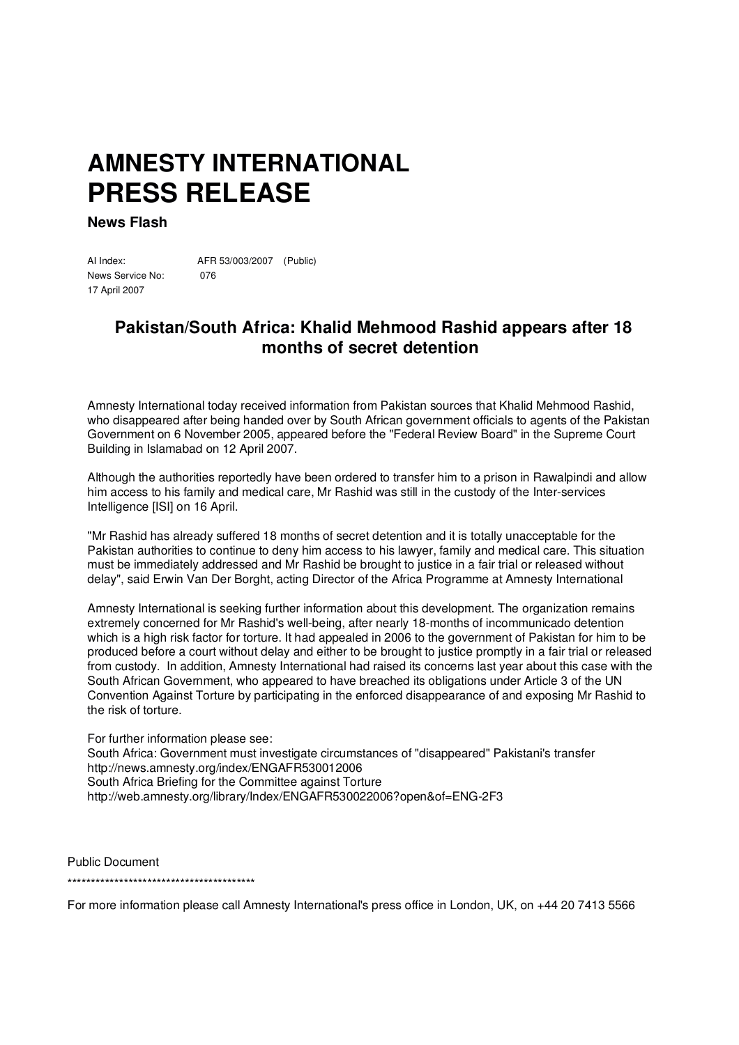# AMNESTY INTERNATIONAL PRESS RELEASE

**News Flash**

AI Index: AFR 53/003/2007 (Public)
News Service No: 076
17 April 2007

## Pakistan/South Africa: Khalid Mehmood Rashid appears after 18 months of secret detention

Amnesty International today received information from Pakistan sources that Khalid Mehmood Rashid, who disappeared after being handed over by South African government officials to agents of the Pakistan Government on 6 November 2005, appeared before the "Federal Review Board" in the Supreme Court Building in Islamabad on 12 April 2007.

Although the authorities reportedly have been ordered to transfer him to a prison in Rawalpindi and allow him access to his family and medical care, Mr Rashid was still in the custody of the Inter-services Intelligence [ISI] on 16 April.

"Mr Rashid has already suffered 18 months of secret detention and it is totally unacceptable for the Pakistan authorities to continue to deny him access to his lawyer, family and medical care. This situation must be immediately addressed and Mr Rashid be brought to justice in a fair trial or released without delay", said Erwin Van Der Borght, acting Director of the Africa Programme at Amnesty International

Amnesty International is seeking further information about this development. The organization remains extremely concerned for Mr Rashid's well-being, after nearly 18-months of incommunicado detention which is a high risk factor for torture. It had appealed in 2006 to the government of Pakistan for him to be produced before a court without delay and either to be brought to justice promptly in a fair trial or released from custody. In addition, Amnesty International had raised its concerns last year about this case with the South African Government, who appeared to have breached its obligations under Article 3 of the UN Convention Against Torture by participating in the enforced disappearance of and exposing Mr Rashid to the risk of torture.

For further information please see:
South Africa: Government must investigate circumstances of "disappeared" Pakistani's transfer
http://news.amnesty.org/index/ENGAFR530012006
South Africa Briefing for the Committee against Torture
http://web.amnesty.org/library/Index/ENGAFR530022006?open&of=ENG-2F3

Public Document

****************************************

For more information please call Amnesty International's press office in London, UK, on +44 20 7413 5566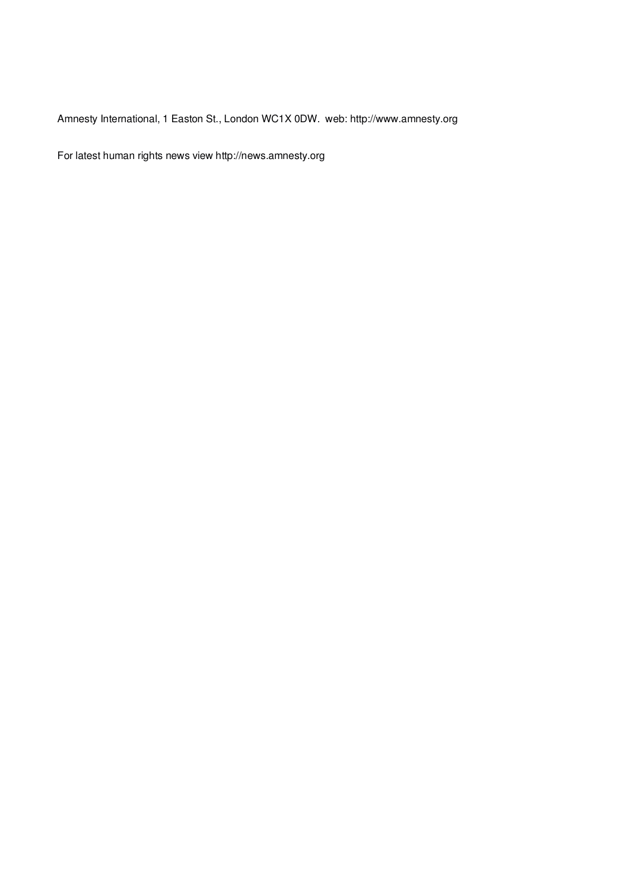Amnesty International, 1 Easton St., London WC1X 0DW. web: http://www.amnesty.org

For latest human rights news view http://news.amnesty.org